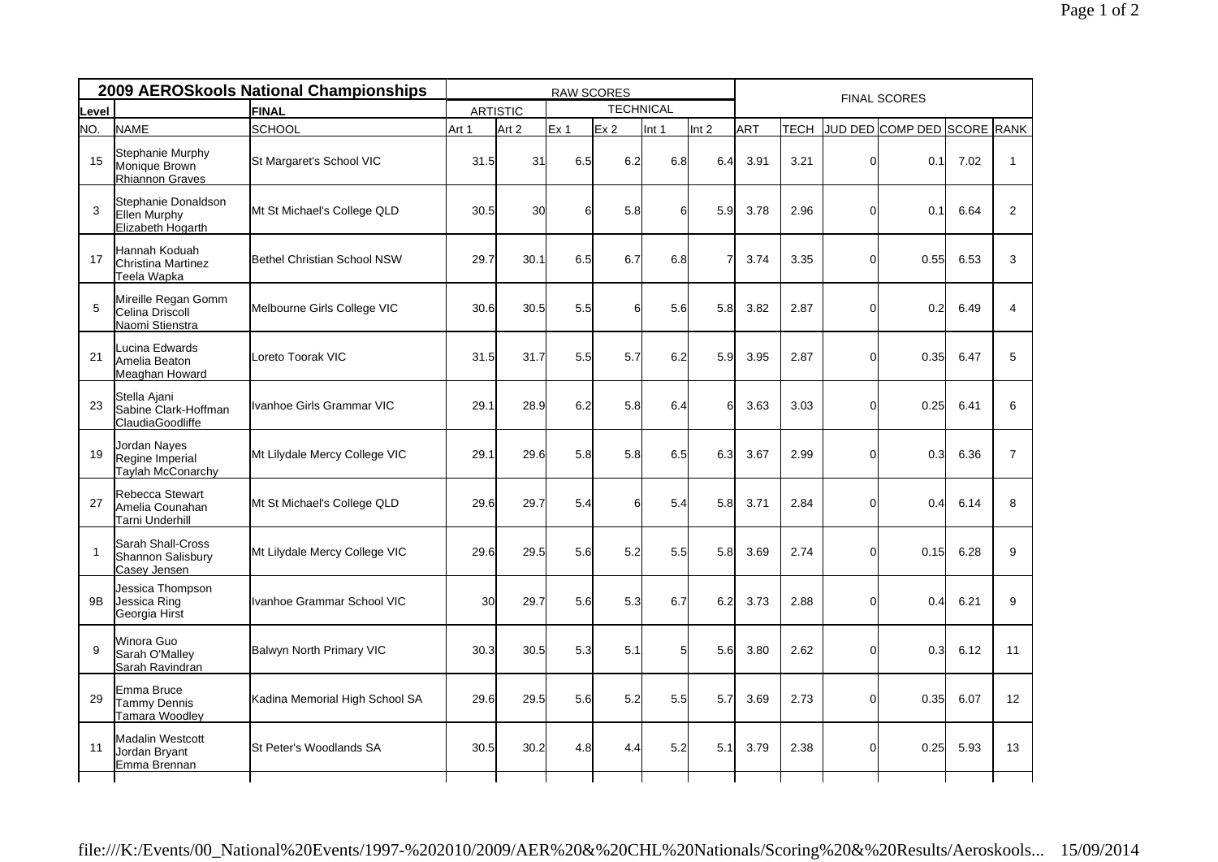| 2009 AEROSkools National Championships | | | RAW SCORES | | | | | | FINAL SCORES | | | | | |
|---|---|---|---|---|---|---|---|---|---|---|---|---|---|---|
| Level | | FINAL | ARTISTIC | | TECHNICAL | | | | | | | | | |
| NO. | NAME | SCHOOL | Art 1 | Art 2 | Ex 1 | Ex 2 | Int 1 | Int 2 | ART | TECH | JUD DED | COMP DED | SCORE | RANK |
| 15 | Stephanie Murphy<br>Monique Brown<br>Rhiannon Graves | St Margaret's School VIC | 31.5 | 31 | 6.5 | 6.2 | 6.8 | 6.4 | 3.91 | 3.21 | 0 | 0.1 | 7.02 | 1 |
| 3 | Stephanie Donaldson<br>Ellen Murphy<br>Elizabeth Hogarth | Mt St Michael's College QLD | 30.5 | 30 | 6 | 5.8 | 6 | 5.9 | 3.78 | 2.96 | 0 | 0.1 | 6.64 | 2 |
| 17 | Hannah Koduah<br>Christina Martinez<br>Teela Wapka | Bethel Christian School NSW | 29.7 | 30.1 | 6.5 | 6.7 | 6.8 | 7 | 3.74 | 3.35 | 0 | 0.55 | 6.53 | 3 |
| 5 | Mireille Regan Gomm<br>Celina Driscoll<br>Naomi Stienstra | Melbourne Girls College VIC | 30.6 | 30.5 | 5.5 | 6 | 5.6 | 5.8 | 3.82 | 2.87 | 0 | 0.2 | 6.49 | 4 |
| 21 | Lucina Edwards<br>Amelia Beaton<br>Meaghan Howard | Loreto Toorak VIC | 31.5 | 31.7 | 5.5 | 5.7 | 6.2 | 5.9 | 3.95 | 2.87 | 0 | 0.35 | 6.47 | 5 |
| 23 | Stella Ajani<br>Sabine Clark-Hoffman<br>ClaudiaGoodliffe | Ivanhoe Girls Grammar VIC | 29.1 | 28.9 | 6.2 | 5.8 | 6.4 | 6 | 3.63 | 3.03 | 0 | 0.25 | 6.41 | 6 |
| 19 | Jordan Nayes<br>Regine Imperial<br>Taylah McConarchy | Mt Lilydale Mercy College VIC | 29.1 | 29.6 | 5.8 | 5.8 | 6.5 | 6.3 | 3.67 | 2.99 | 0 | 0.3 | 6.36 | 7 |
| 27 | Rebecca Stewart<br>Amelia Counahan<br>Tarni Underhill | Mt St Michael's College QLD | 29.6 | 29.7 | 5.4 | 6 | 5.4 | 5.8 | 3.71 | 2.84 | 0 | 0.4 | 6.14 | 8 |
| 1 | Sarah Shall-Cross<br>Shannon Salisbury<br>Casey Jensen | Mt Lilydale Mercy College VIC | 29.6 | 29.5 | 5.6 | 5.2 | 5.5 | 5.8 | 3.69 | 2.74 | 0 | 0.15 | 6.28 | 9 |
| 9B | Jessica Thompson<br>Jessica Ring<br>Georgia Hirst | Ivanhoe Grammar School VIC | 30 | 29.7 | 5.6 | 5.3 | 6.7 | 6.2 | 3.73 | 2.88 | 0 | 0.4 | 6.21 | 9 |
| 9 | Winora Guo<br>Sarah O'Malley<br>Sarah Ravindran | Balwyn North Primary VIC | 30.3 | 30.5 | 5.3 | 5.1 | 5 | 5.6 | 3.80 | 2.62 | 0 | 0.3 | 6.12 | 11 |
| 29 | Emma Bruce<br>Tammy Dennis<br>Tamara Woodley | Kadina Memorial High School SA | 29.6 | 29.5 | 5.6 | 5.2 | 5.5 | 5.7 | 3.69 | 2.73 | 0 | 0.35 | 6.07 | 12 |
| 11 | Madalin Westcott<br>Jordan Bryant<br>Emma Brennan | St Peter's Woodlands SA | 30.5 | 30.2 | 4.8 | 4.4 | 5.2 | 5.1 | 3.79 | 2.38 | 0 | 0.25 | 5.93 | 13 |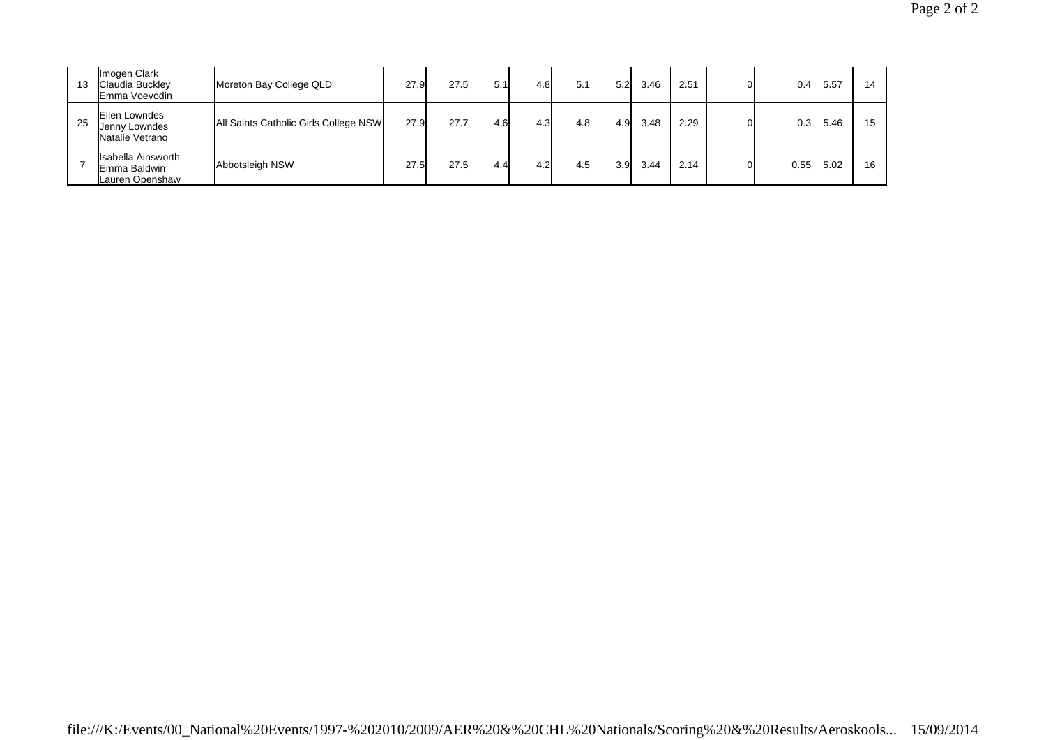| | | | | | | | | | | | | | | |
|---|---|---|---|---|---|---|---|---|---|---|---|---|---|---|
| 13 | Imogen Clark<br>Claudia Buckley<br>Emma Voevodin | Moreton Bay College QLD | 27.9 | 27.5 | 5.1 | 4.8 | 5.1 | 5.2 | 3.46 | 2.51 | 0 | 0.4 | 5.57 | 14 |
| 25 | Ellen Lowndes<br>Jenny Lowndes<br>Natalie Vetrano | All Saints Catholic Girls College NSW | 27.9 | 27.7 | 4.6 | 4.3 | 4.8 | 4.9 | 3.48 | 2.29 | 0 | 0.3 | 5.46 | 15 |
| 7 | Isabella Ainsworth<br>Emma Baldwin<br>Lauren Openshaw | Abbotsleigh NSW | 27.5 | 27.5 | 4.4 | 4.2 | 4.5 | 3.9 | 3.44 | 2.14 | 0 | 0.55 | 5.02 | 16 |